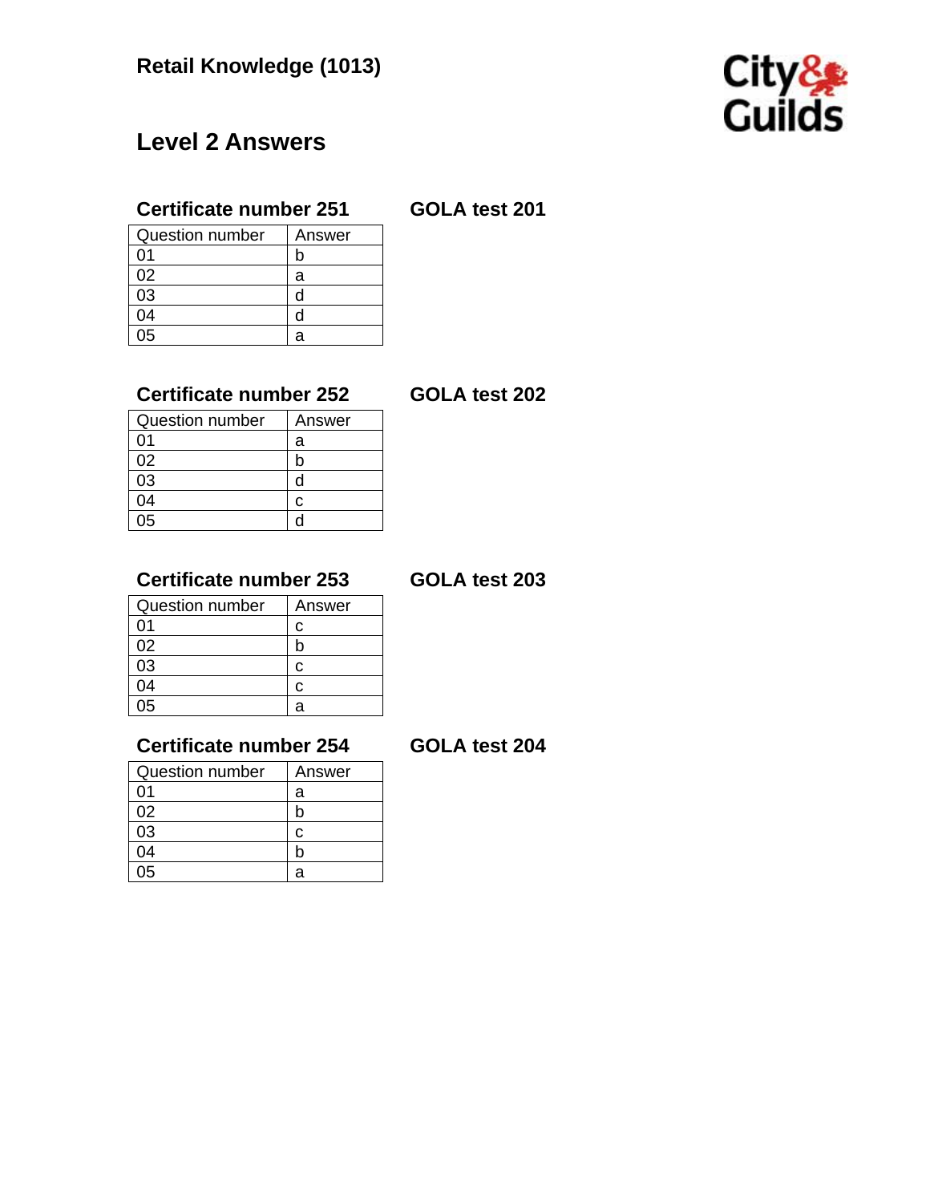# Retail Knowledge (1013)

## Level 2 Answers

### Certificate number 251 GOLA test 201

| Question number | Answer |
|---|---|
| 01 | b |
| 02 | a |
| 03 | d |
| 04 | d |
| 05 | a |

### Certificate number 252 GOLA test 202

| Question number | Answer |
|---|---|
| 01 | a |
| 02 | b |
| 03 | d |
| 04 | c |
| 05 | d |

### Certificate number 253 GOLA test 203

| Question number | Answer |
|---|---|
| 01 | c |
| 02 | b |
| 03 | c |
| 04 | c |
| 05 | a |

### Certificate number 254 GOLA test 204

| Question number | Answer |
|---|---|
| 01 | a |
| 02 | b |
| 03 | c |
| 04 | b |
| 05 | a |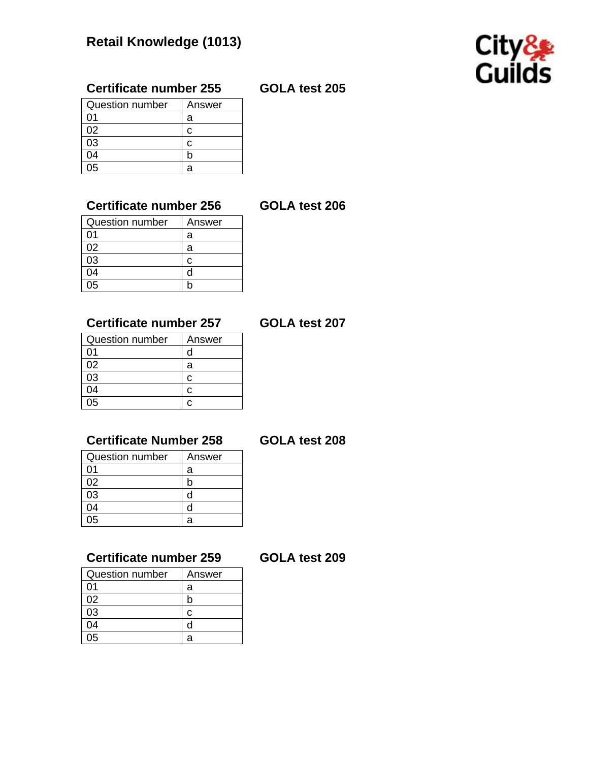# Retail Knowledge (1013)

### Certificate number 255 GOLA test 205

| Question number | Answer |
|---|---|
| 01 | a |
| 02 | c |
| 03 | c |
| 04 | b |
| 05 | a |

### Certificate number 256 GOLA test 206

| Question number | Answer |
|---|---|
| 01 | a |
| 02 | a |
| 03 | c |
| 04 | d |
| 05 | b |

### Certificate number 257 GOLA test 207

| Question number | Answer |
|---|---|
| 01 | d |
| 02 | a |
| 03 | c |
| 04 | c |
| 05 | c |

### Certificate Number 258 GOLA test 208

| Question number | Answer |
|---|---|
| 01 | a |
| 02 | b |
| 03 | d |
| 04 | d |
| 05 | a |

### Certificate number 259 GOLA test 209

| Question number | Answer |
|---|---|
| 01 | a |
| 02 | b |
| 03 | c |
| 04 | d |
| 05 | a |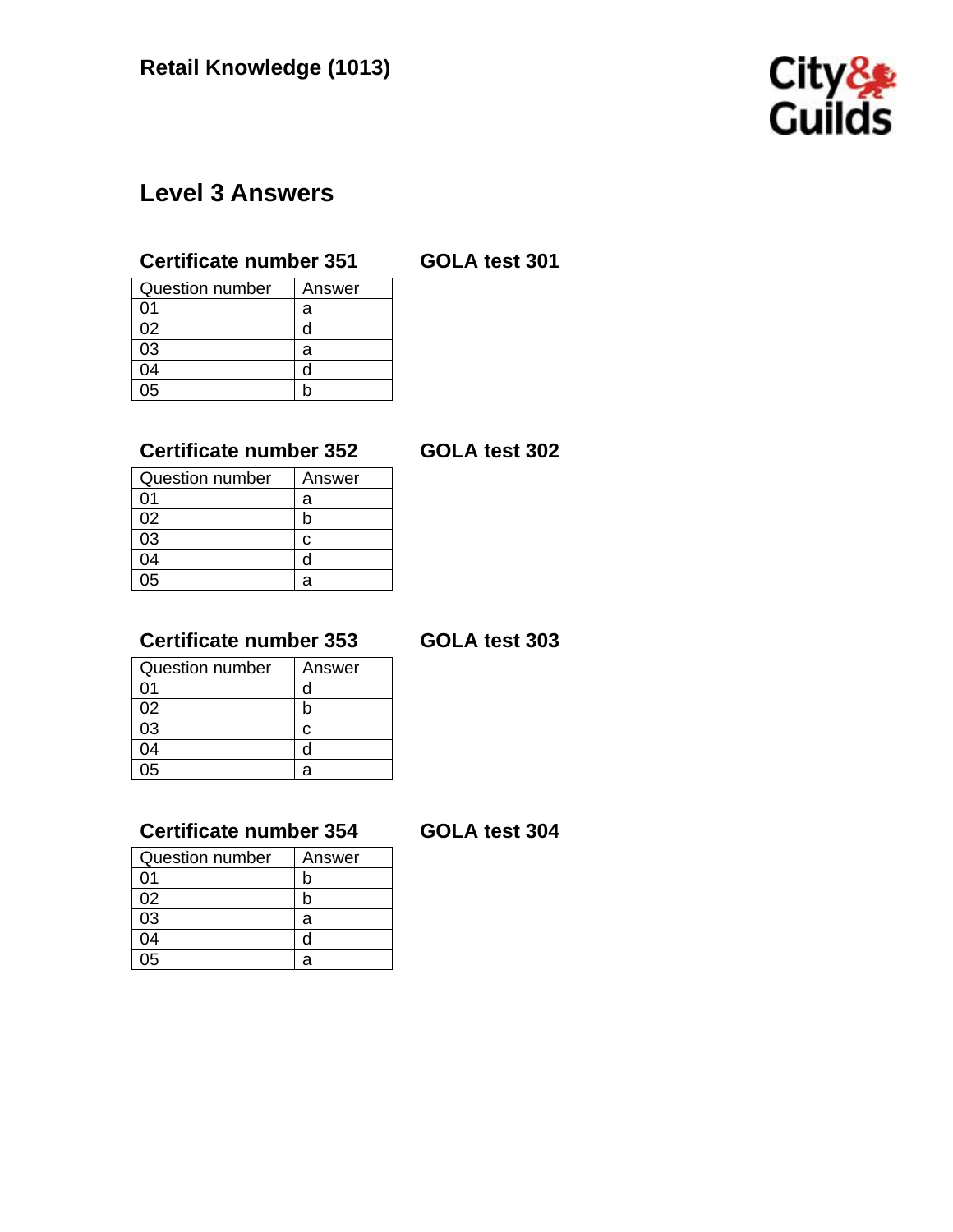**Retail Knowledge (1013)**

## Level 3 Answers

### Certificate number 351 GOLA test 301

| Question number | Answer |
|---|---|
| 01 | a |
| 02 | d |
| 03 | a |
| 04 | d |
| 05 | b |

### Certificate number 352 GOLA test 302

| Question number | Answer |
|---|---|
| 01 | a |
| 02 | b |
| 03 | c |
| 04 | d |
| 05 | a |

### Certificate number 353 GOLA test 303

| Question number | Answer |
|---|---|
| 01 | d |
| 02 | b |
| 03 | c |
| 04 | d |
| 05 | a |

### Certificate number 354 GOLA test 304

| Question number | Answer |
|---|---|
| 01 | b |
| 02 | b |
| 03 | a |
| 04 | d |
| 05 | a |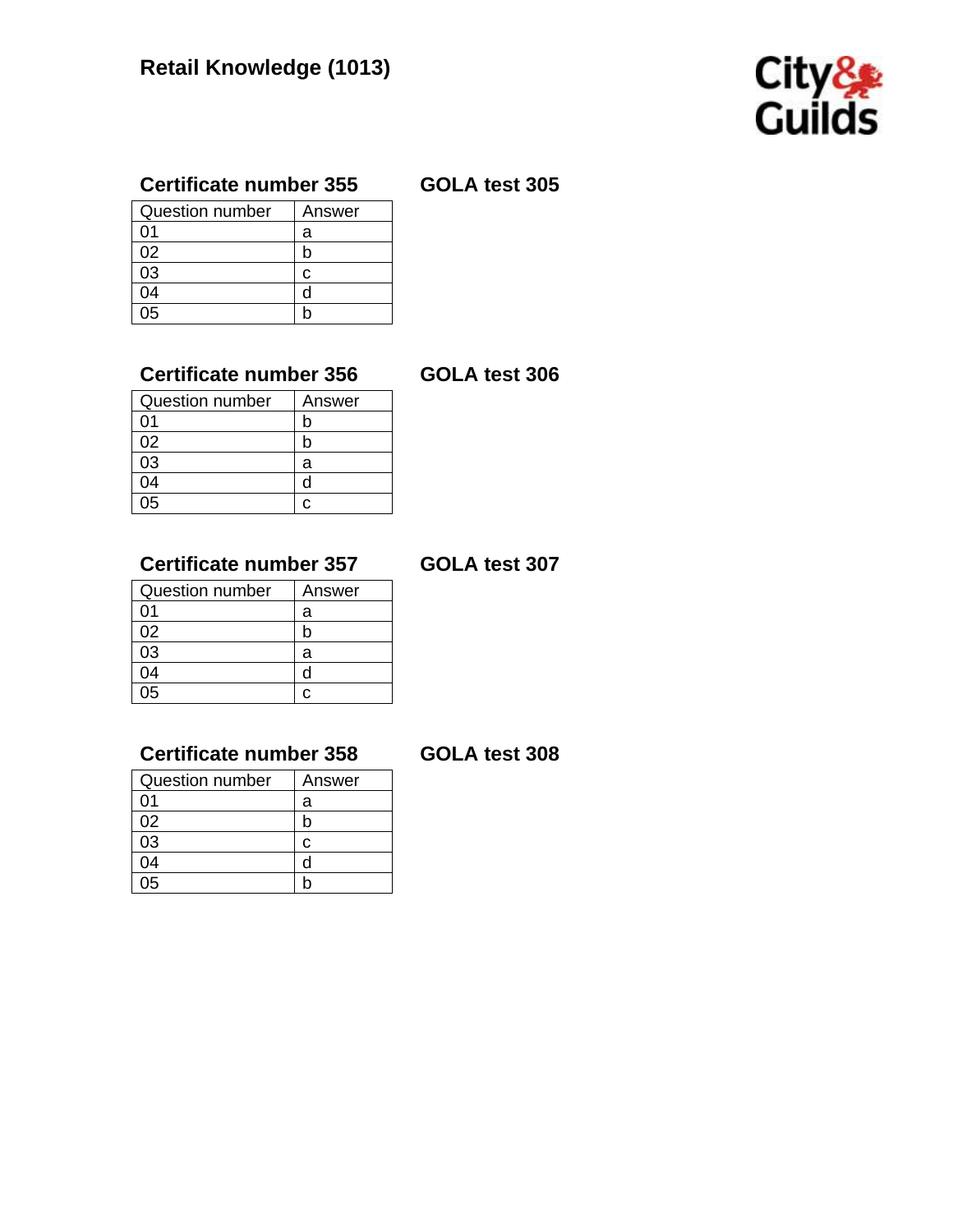# Retail Knowledge (1013)

## Certificate number 355 GOLA test 305

| Question number | Answer |
|---|---|
| 01 | a |
| 02 | b |
| 03 | c |
| 04 | d |
| 05 | b |

## Certificate number 356 GOLA test 306

| Question number | Answer |
|---|---|
| 01 | b |
| 02 | b |
| 03 | a |
| 04 | d |
| 05 | c |

## Certificate number 357 GOLA test 307

| Question number | Answer |
|---|---|
| 01 | a |
| 02 | b |
| 03 | a |
| 04 | d |
| 05 | c |

## Certificate number 358 GOLA test 308

| Question number | Answer |
|---|---|
| 01 | a |
| 02 | b |
| 03 | c |
| 04 | d |
| 05 | b |